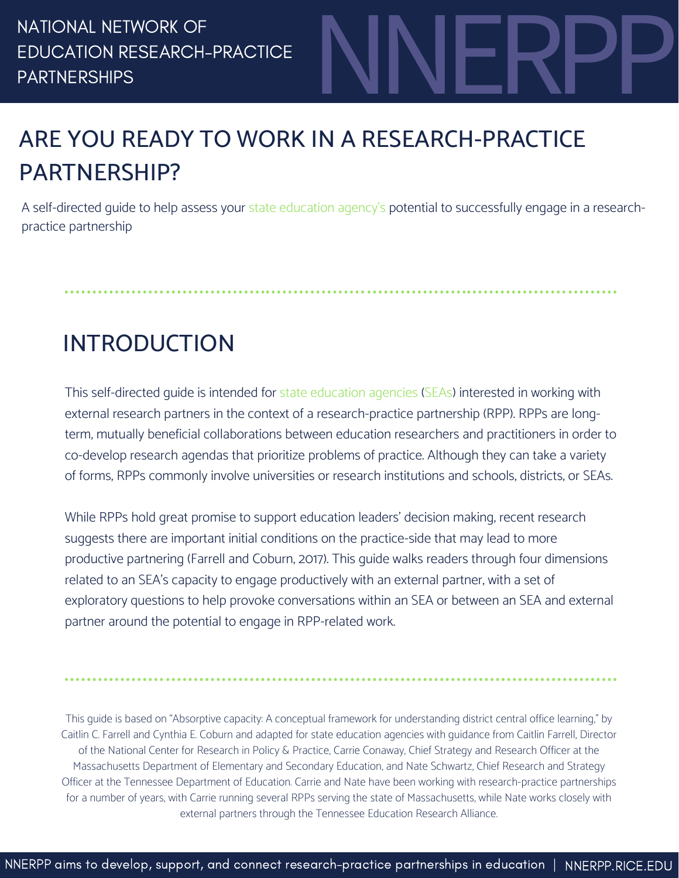NATIONAL NETWORK OF EDUCATION RESEARCH-PRACTICE PARTNERSHIPS

NNERPP

# ARE YOU READY TO WORK IN A RESEARCH-PRACTICE PARTNERSHIP?

A self-directed guide to help assess your state education agency's potential to successfully engage in a research-practice partnership

## INTRODUCTION

This self-directed guide is intended for state education agencies (SEAs) interested in working with external research partners in the context of a research-practice partnership (RPP). RPPs are long-term, mutually beneficial collaborations between education researchers and practitioners in order to co-develop research agendas that prioritize problems of practice. Although they can take a variety of forms, RPPs commonly involve universities or research institutions and schools, districts, or SEAs.

While RPPs hold great promise to support education leaders' decision making, recent research suggests there are important initial conditions on the practice-side that may lead to more productive partnering (Farrell and Coburn, 2017). This guide walks readers through four dimensions related to an SEA's capacity to engage productively with an external partner, with a set of exploratory questions to help provoke conversations within an SEA or between an SEA and external partner around the potential to engage in RPP-related work.

This guide is based on "Absorptive capacity: A conceptual framework for understanding district central office learning," by Caitlin C. Farrell and Cynthia E. Coburn and adapted for state education agencies with guidance from Caitlin Farrell, Director of the National Center for Research in Policy & Practice, Carrie Conaway, Chief Strategy and Research Officer at the Massachusetts Department of Elementary and Secondary Education, and Nate Schwartz, Chief Research and Strategy Officer at the Tennessee Department of Education. Carrie and Nate have been working with research-practice partnerships for a number of years, with Carrie running several RPPs serving the state of Massachusetts, while Nate works closely with external partners through the Tennessee Education Research Alliance.

NNERPP aims to develop, support, and connect research-practice partnerships in education | NNERPP.RICE.EDU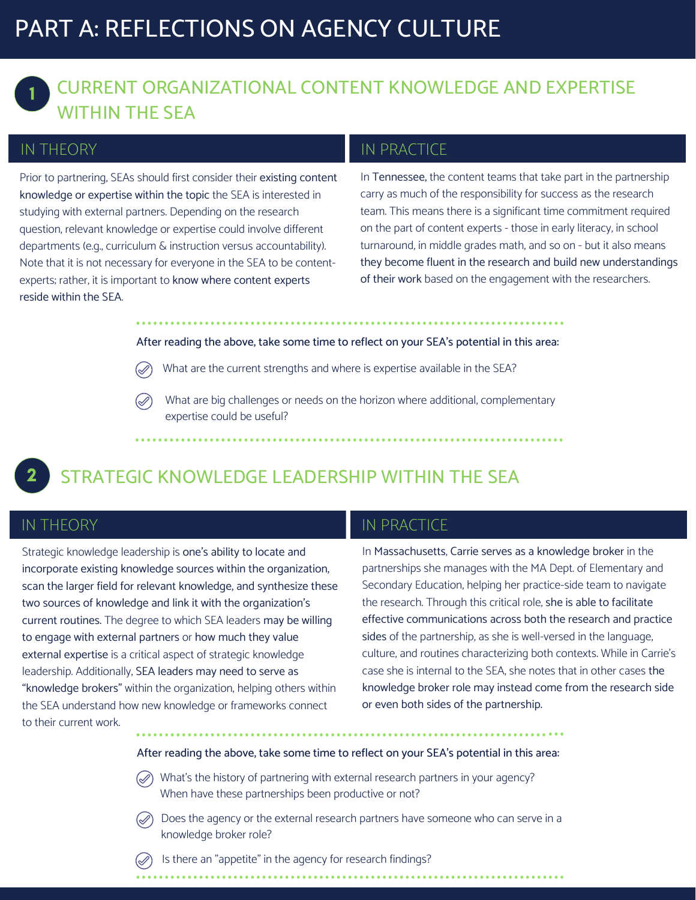# PART A: REFLECTIONS ON AGENCY CULTURE

## 1 CURRENT ORGANIZATIONAL CONTENT KNOWLEDGE AND EXPERTISE WITHIN THE SEA

### IN THEORY

Prior to partnering, SEAs should first consider their existing content knowledge or expertise within the topic the SEA is interested in studying with external partners. Depending on the research question, relevant knowledge or expertise could involve different departments (e.g., curriculum & instruction versus accountability). Note that it is not necessary for everyone in the SEA to be content-experts; rather, it is important to know where content experts reside within the SEA.

### IN PRACTICE

In Tennessee, the content teams that take part in the partnership carry as much of the responsibility for success as the research team. This means there is a significant time commitment required on the part of content experts - those in early literacy, in school turnaround, in middle grades math, and so on - but it also means they become fluent in the research and build new understandings of their work based on the engagement with the researchers.

After reading the above, take some time to reflect on your SEA's potential in this area:

- What are the current strengths and where is expertise available in the SEA?
- What are big challenges or needs on the horizon where additional, complementary expertise could be useful?

## 2 STRATEGIC KNOWLEDGE LEADERSHIP WITHIN THE SEA

### IN THEORY

Strategic knowledge leadership is one's ability to locate and incorporate existing knowledge sources within the organization, scan the larger field for relevant knowledge, and synthesize these two sources of knowledge and link it with the organization's current routines. The degree to which SEA leaders may be willing to engage with external partners or how much they value external expertise is a critical aspect of strategic knowledge leadership. Additionally, SEA leaders may need to serve as "knowledge brokers" within the organization, helping others within the SEA understand how new knowledge or frameworks connect to their current work.

### IN PRACTICE

In Massachusetts, Carrie serves as a knowledge broker in the partnerships she manages with the MA Dept. of Elementary and Secondary Education, helping her practice-side team to navigate the research. Through this critical role, she is able to facilitate effective communications across both the research and practice sides of the partnership, as she is well-versed in the language, culture, and routines characterizing both contexts. While in Carrie's case she is internal to the SEA, she notes that in other cases the knowledge broker role may instead come from the research side or even both sides of the partnership.

After reading the above, take some time to reflect on your SEA's potential in this area:

- What's the history of partnering with external research partners in your agency? When have these partnerships been productive or not?
- Does the agency or the external research partners have someone who can serve in a knowledge broker role?
- Is there an "appetite" in the agency for research findings?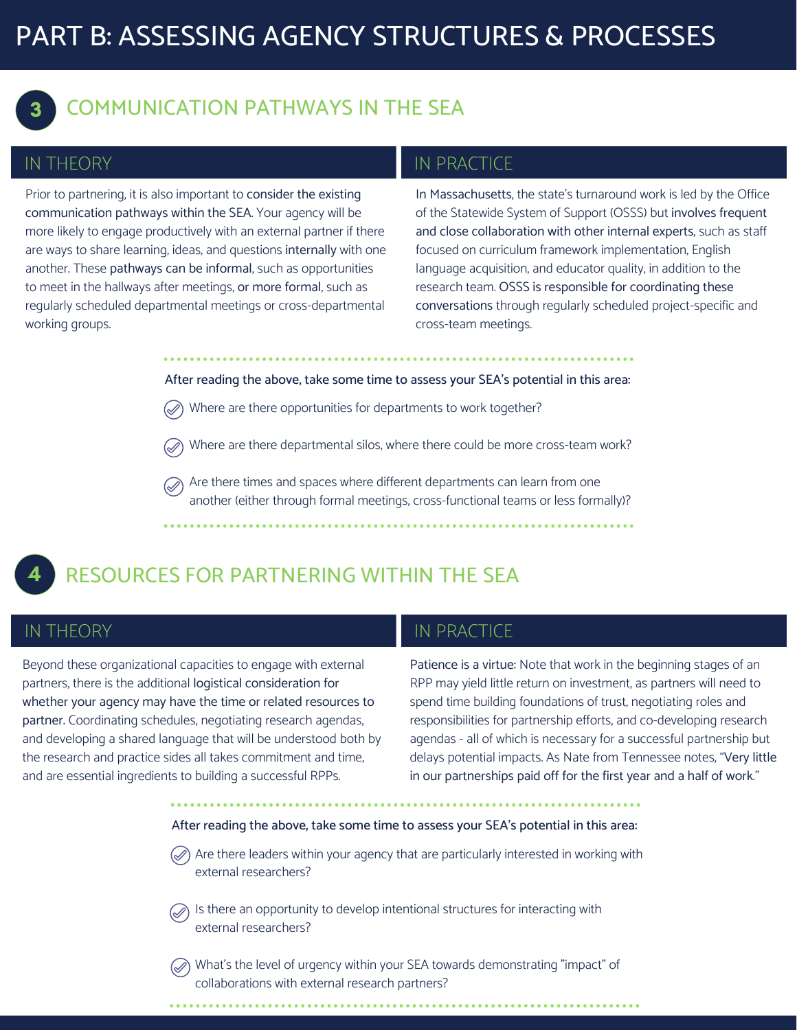# PART B: ASSESSING AGENCY STRUCTURES & PROCESSES

## 3 COMMUNICATION PATHWAYS IN THE SEA

### IN THEORY

Prior to partnering, it is also important to consider the existing communication pathways within the SEA. Your agency will be more likely to engage productively with an external partner if there are ways to share learning, ideas, and questions internally with one another. These pathways can be informal, such as opportunities to meet in the hallways after meetings, or more formal, such as regularly scheduled departmental meetings or cross-departmental working groups.

### IN PRACTICE

In Massachusetts, the state's turnaround work is led by the Office of the Statewide System of Support (OSSS) but involves frequent and close collaboration with other internal experts, such as staff focused on curriculum framework implementation, English language acquisition, and educator quality, in addition to the research team. OSSS is responsible for coordinating these conversations through regularly scheduled project-specific and cross-team meetings.

After reading the above, take some time to assess your SEA's potential in this area:

- Where are there opportunities for departments to work together?
- Where are there departmental silos, where there could be more cross-team work?
- Are there times and spaces where different departments can learn from one another (either through formal meetings, cross-functional teams or less formally)?

## 4 RESOURCES FOR PARTNERING WITHIN THE SEA

### IN THEORY

Beyond these organizational capacities to engage with external partners, there is the additional logistical consideration for whether your agency may have the time or related resources to partner. Coordinating schedules, negotiating research agendas, and developing a shared language that will be understood both by the research and practice sides all takes commitment and time, and are essential ingredients to building a successful RPPs.

### IN PRACTICE

**Patience is a virtue:** Note that work in the beginning stages of an RPP may yield little return on investment, as partners will need to spend time building foundations of trust, negotiating roles and responsibilities for partnership efforts, and co-developing research agendas - all of which is necessary for a successful partnership but delays potential impacts. As Nate from Tennessee notes, "Very little in our partnerships paid off for the first year and a half of work."

After reading the above, take some time to assess your SEA's potential in this area:

- Are there leaders within your agency that are particularly interested in working with external researchers?
- Is there an opportunity to develop intentional structures for interacting with external researchers?
- What's the level of urgency within your SEA towards demonstrating "impact" of collaborations with external research partners?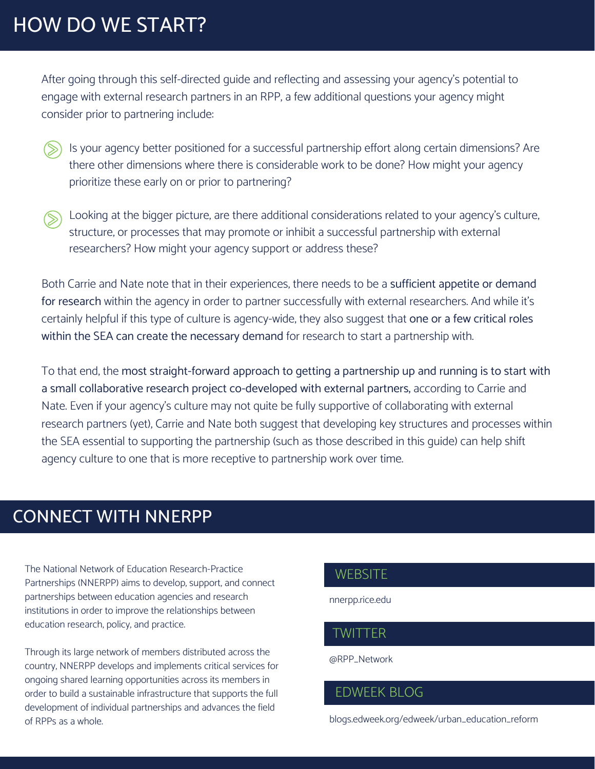# HOW DO WE START?

After going through this self-directed guide and reflecting and assessing your agency's potential to engage with external research partners in an RPP, a few additional questions your agency might consider prior to partnering include:

- Is your agency better positioned for a successful partnership effort along certain dimensions? Are there other dimensions where there is considerable work to be done? How might your agency prioritize these early on or prior to partnering?
- Looking at the bigger picture, are there additional considerations related to your agency's culture, structure, or processes that may promote or inhibit a successful partnership with external researchers? How might your agency support or address these?

Both Carrie and Nate note that in their experiences, there needs to be a sufficient appetite or demand for research within the agency in order to partner successfully with external researchers. And while it's certainly helpful if this type of culture is agency-wide, they also suggest that one or a few critical roles within the SEA can create the necessary demand for research to start a partnership with.

To that end, the most straight-forward approach to getting a partnership up and running is to start with a small collaborative research project co-developed with external partners, according to Carrie and Nate. Even if your agency's culture may not quite be fully supportive of collaborating with external research partners (yet), Carrie and Nate both suggest that developing key structures and processes within the SEA essential to supporting the partnership (such as those described in this guide) can help shift agency culture to one that is more receptive to partnership work over time.

# CONNECT WITH NNERPP

The National Network of Education Research-Practice Partnerships (NNERPP) aims to develop, support, and connect partnerships between education agencies and research institutions in order to improve the relationships between education research, policy, and practice.

Through its large network of members distributed across the country, NNERPP develops and implements critical services for ongoing shared learning opportunities across its members in order to build a sustainable infrastructure that supports the full development of individual partnerships and advances the field of RPPs as a whole.

## WEBSITE

nnerpp.rice.edu

## TWITTER

@RPP_Network

## EDWEEK BLOG

blogs.edweek.org/edweek/urban_education_reform